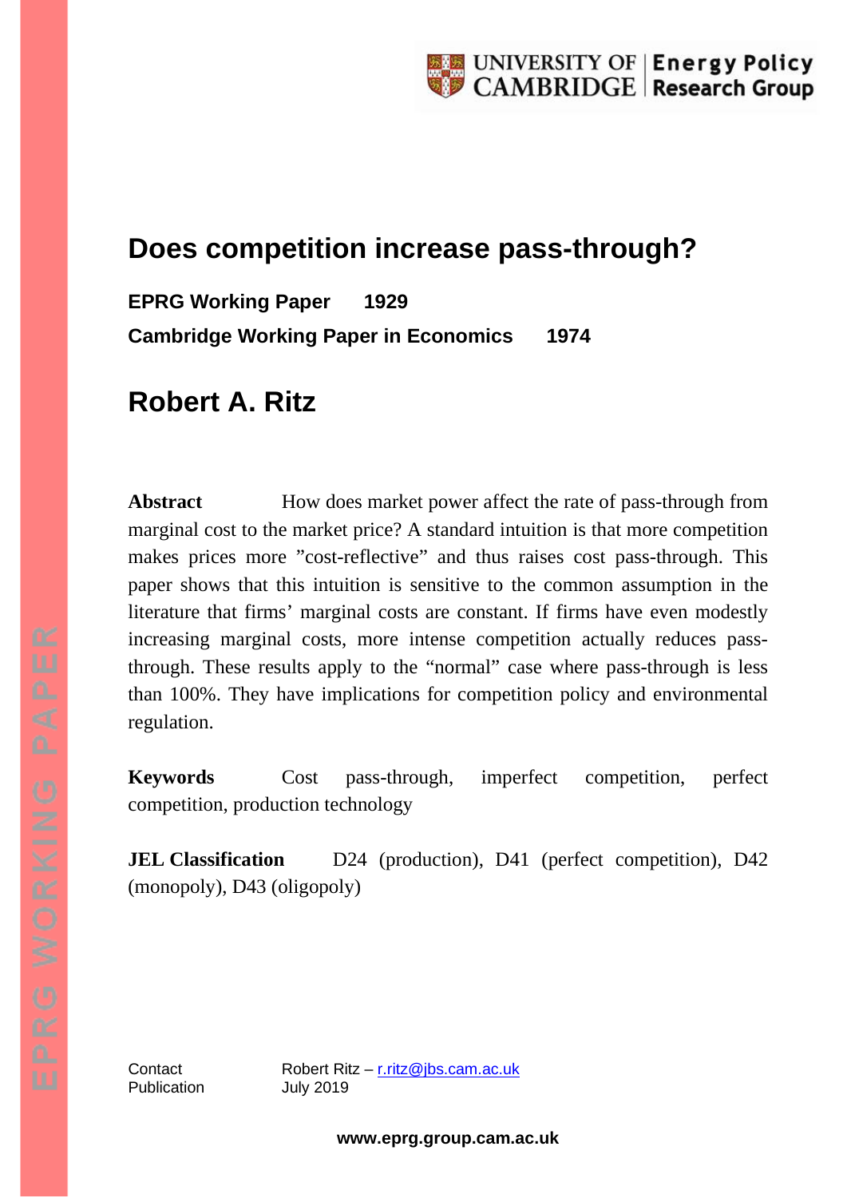UNIVERSITY OF CAMBRIDGE | Energy Policy Research Group

# Does competition increase pass-through?

**EPRG Working Paper 1929**

**Cambridge Working Paper in Economics 1974**

## Robert A. Ritz

**Abstract** How does market power affect the rate of pass-through from marginal cost to the market price? A standard intuition is that more competition makes prices more "cost-reflective" and thus raises cost pass-through. This paper shows that this intuition is sensitive to the common assumption in the literature that firms' marginal costs are constant. If firms have even modestly increasing marginal costs, more intense competition actually reduces pass-through. These results apply to the "normal" case where pass-through is less than 100%. They have implications for competition policy and environmental regulation.

**Keywords** Cost pass-through, imperfect competition, perfect competition, production technology

**JEL Classification** D24 (production), D41 (perfect competition), D42 (monopoly), D43 (oligopoly)

Contact Robert Ritz – r.ritz@jbs.cam.ac.uk
Publication July 2019

www.eprg.group.cam.ac.uk

EPRG WORKING PAPER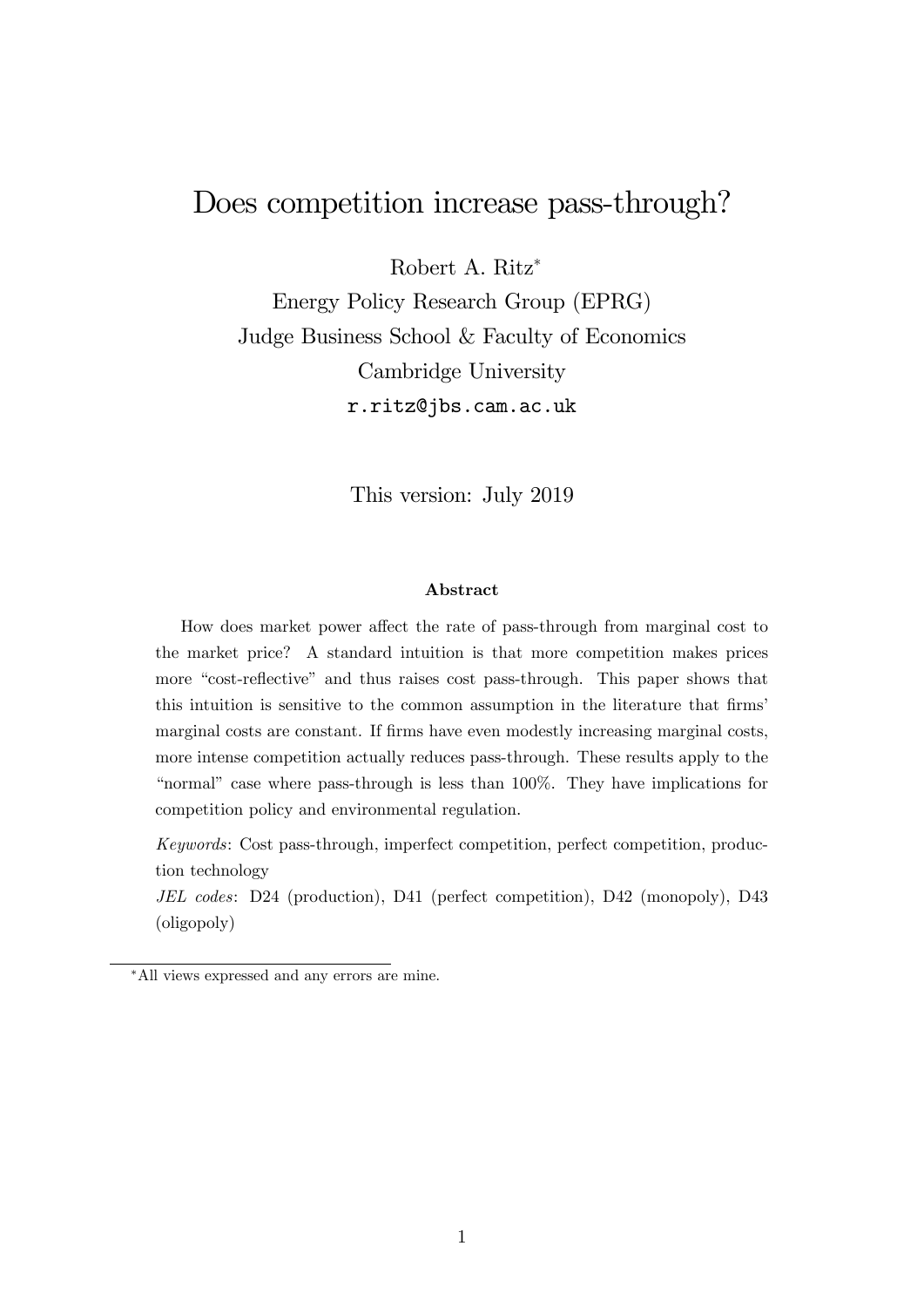# Does competition increase pass-through?

Robert A. Ritz*

Energy Policy Research Group (EPRG)

Judge Business School & Faculty of Economics

Cambridge University

r.ritz@jbs.cam.ac.uk

This version: July 2019

### Abstract

How does market power affect the rate of pass-through from marginal cost to the market price? A standard intuition is that more competition makes prices more "cost-reflective" and thus raises cost pass-through. This paper shows that this intuition is sensitive to the common assumption in the literature that firms' marginal costs are constant. If firms have even modestly increasing marginal costs, more intense competition actually reduces pass-through. These results apply to the "normal" case where pass-through is less than 100%. They have implications for competition policy and environmental regulation.

*Keywords*: Cost pass-through, imperfect competition, perfect competition, production technology

*JEL codes*: D24 (production), D41 (perfect competition), D42 (monopoly), D43 (oligopoly)

*All views expressed and any errors are mine.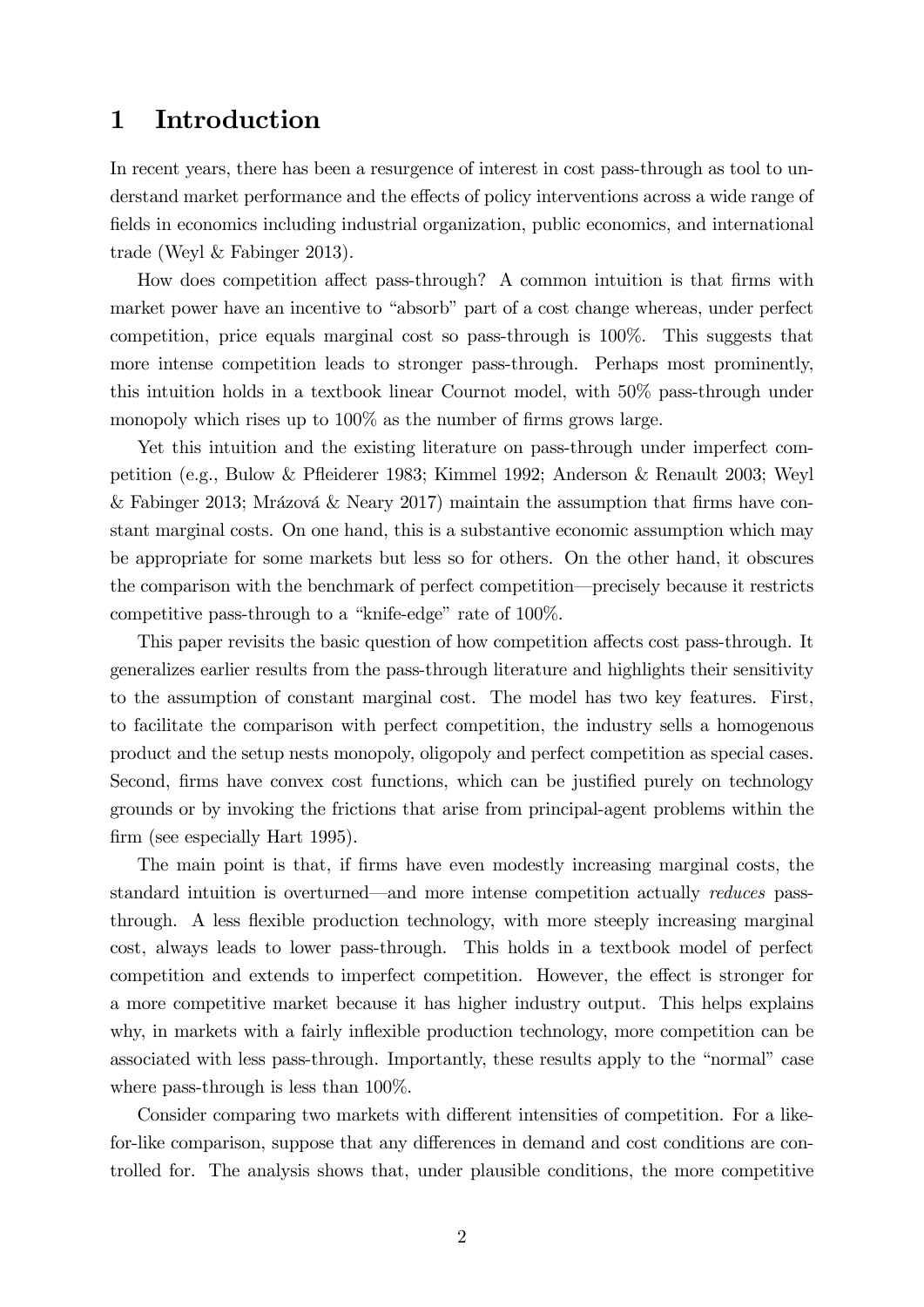# 1 Introduction

In recent years, there has been a resurgence of interest in cost pass-through as tool to understand market performance and the effects of policy interventions across a wide range of fields in economics including industrial organization, public economics, and international trade (Weyl & Fabinger 2013).

How does competition affect pass-through? A common intuition is that firms with market power have an incentive to "absorb" part of a cost change whereas, under perfect competition, price equals marginal cost so pass-through is 100%. This suggests that more intense competition leads to stronger pass-through. Perhaps most prominently, this intuition holds in a textbook linear Cournot model, with 50% pass-through under monopoly which rises up to 100% as the number of firms grows large.

Yet this intuition and the existing literature on pass-through under imperfect competition (e.g., Bulow & Pfleiderer 1983; Kimmel 1992; Anderson & Renault 2003; Weyl & Fabinger 2013; Mrázová & Neary 2017) maintain the assumption that firms have constant marginal costs. On one hand, this is a substantive economic assumption which may be appropriate for some markets but less so for others. On the other hand, it obscures the comparison with the benchmark of perfect competition—precisely because it restricts competitive pass-through to a "knife-edge" rate of 100%.

This paper revisits the basic question of how competition affects cost pass-through. It generalizes earlier results from the pass-through literature and highlights their sensitivity to the assumption of constant marginal cost. The model has two key features. First, to facilitate the comparison with perfect competition, the industry sells a homogenous product and the setup nests monopoly, oligopoly and perfect competition as special cases. Second, firms have convex cost functions, which can be justified purely on technology grounds or by invoking the frictions that arise from principal-agent problems within the firm (see especially Hart 1995).

The main point is that, if firms have even modestly increasing marginal costs, the standard intuition is overturned—and more intense competition actually *reduces* pass-through. A less flexible production technology, with more steeply increasing marginal cost, always leads to lower pass-through. This holds in a textbook model of perfect competition and extends to imperfect competition. However, the effect is stronger for a more competitive market because it has higher industry output. This helps explains why, in markets with a fairly inflexible production technology, more competition can be associated with less pass-through. Importantly, these results apply to the "normal" case where pass-through is less than 100%.

Consider comparing two markets with different intensities of competition. For a like-for-like comparison, suppose that any differences in demand and cost conditions are controlled for. The analysis shows that, under plausible conditions, the more competitive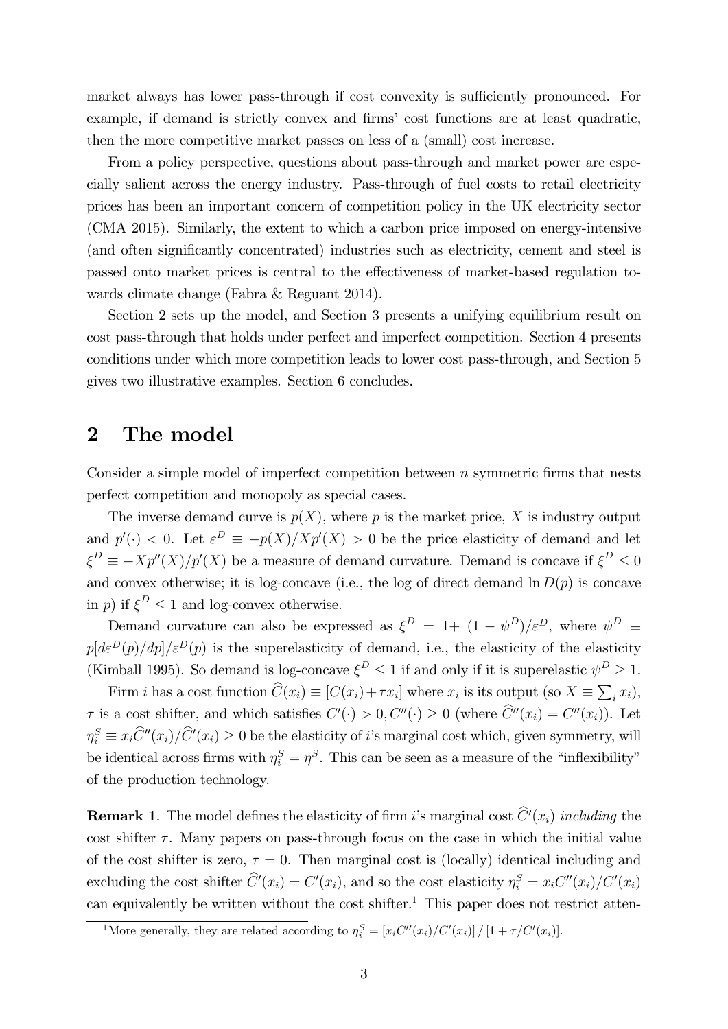market always has lower pass-through if cost convexity is sufficiently pronounced. For example, if demand is strictly convex and firms' cost functions are at least quadratic, then the more competitive market passes on less of a (small) cost increase.

From a policy perspective, questions about pass-through and market power are especially salient across the energy industry. Pass-through of fuel costs to retail electricity prices has been an important concern of competition policy in the UK electricity sector (CMA 2015). Similarly, the extent to which a carbon price imposed on energy-intensive (and often significantly concentrated) industries such as electricity, cement and steel is passed onto market prices is central to the effectiveness of market-based regulation towards climate change (Fabra & Reguant 2014).

Section 2 sets up the model, and Section 3 presents a unifying equilibrium result on cost pass-through that holds under perfect and imperfect competition. Section 4 presents conditions under which more competition leads to lower cost pass-through, and Section 5 gives two illustrative examples. Section 6 concludes.

## 2 The model

Consider a simple model of imperfect competition between $n$ symmetric firms that nests perfect competition and monopoly as special cases.

The inverse demand curve is $p(X)$, where $p$ is the market price, $X$ is industry output and $p'(\cdot) < 0$. Let $\varepsilon^D \equiv -p(X)/Xp'(X) > 0$ be the price elasticity of demand and let $\xi^D \equiv -Xp''(X)/p'(X)$ be a measure of demand curvature. Demand is concave if $\xi^D \leq 0$ and convex otherwise; it is log-concave (i.e., the log of direct demand $\ln D(p)$ is concave in $p$) if $\xi^D \leq 1$ and log-convex otherwise.

Demand curvature can also be expressed as $\xi^D = 1 + (1 - \psi^D)/\varepsilon^D$, where $\psi^D \equiv p[d\varepsilon^D(p)/dp]/\varepsilon^D(p)$ is the superelasticity of demand, i.e., the elasticity of the elasticity (Kimball 1995). So demand is log-concave $\xi^D \leq 1$ if and only if it is superelastic $\psi^D \geq 1$.

Firm $i$ has a cost function $\widehat{C}(x_i) \equiv [C(x_i) + \tau x_i]$ where $x_i$ is its output (so $X \equiv \sum_i x_i$), $\tau$ is a cost shifter, and which satisfies $C'(\cdot) > 0, C''(\cdot) \geq 0$ (where $\widehat{C}''(x_i) = C''(x_i)$). Let $\eta_i^S \equiv x_i\widehat{C}''(x_i)/\widehat{C}'(x_i) \geq 0$ be the elasticity of $i$'s marginal cost which, given symmetry, will be identical across firms with $\eta_i^S = \eta^S$. This can be seen as a measure of the "inflexibility" of the production technology.

**Remark 1**. The model defines the elasticity of firm $i$'s marginal cost $\widehat{C}'(x_i)$ *including* the cost shifter $\tau$. Many papers on pass-through focus on the case in which the initial value of the cost shifter is zero, $\tau = 0$. Then marginal cost is (locally) identical including and excluding the cost shifter $\widehat{C}'(x_i) = C'(x_i)$, and so the cost elasticity $\eta_i^S = x_iC''(x_i)/C'(x_i)$ can equivalently be written without the cost shifter.[1] This paper does not restrict atten-

[1] More generally, they are related according to $\eta_i^S = [x_iC''(x_i)/C'(x_i)] / [1 + \tau/C'(x_i)]$.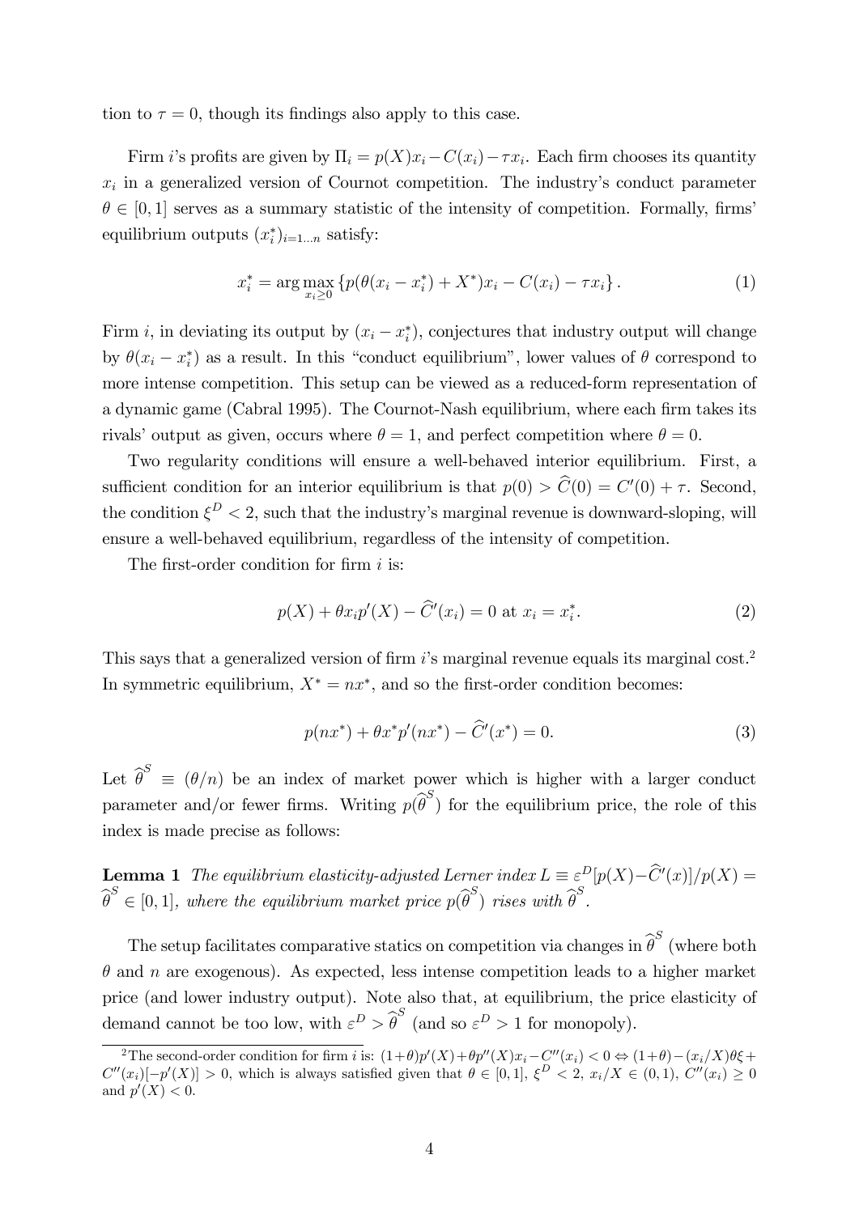tion to $\tau = 0$, though its findings also apply to this case.

Firm $i$'s profits are given by $\Pi_i = p(X)x_i - C(x_i) - \tau x_i$. Each firm chooses its quantity $x_i$ in a generalized version of Cournot competition. The industry's conduct parameter $\theta \in [0,1]$ serves as a summary statistic of the intensity of competition. Formally, firms' equilibrium outputs $(x_i^*)_{i=1...n}$ satisfy:

$$x_i^* = \arg\max_{x_i \geq 0} \{p(\theta(x_i - x_i^*) + X^*)x_i - C(x_i) - \tau x_i\}. \tag{1}$$

Firm $i$, in deviating its output by $(x_i - x_i^*)$, conjectures that industry output will change by $\theta(x_i - x_i^*)$ as a result. In this "conduct equilibrium", lower values of $\theta$ correspond to more intense competition. This setup can be viewed as a reduced-form representation of a dynamic game (Cabral 1995). The Cournot-Nash equilibrium, where each firm takes its rivals' output as given, occurs where $\theta = 1$, and perfect competition where $\theta = 0$.

Two regularity conditions will ensure a well-behaved interior equilibrium. First, a sufficient condition for an interior equilibrium is that $p(0) > \widehat{C}(0) = C'(0) + \tau$. Second, the condition $\xi^D < 2$, such that the industry's marginal revenue is downward-sloping, will ensure a well-behaved equilibrium, regardless of the intensity of competition.

The first-order condition for firm $i$ is:

$$p(X) + \theta x_i p'(X) - \widehat{C}'(x_i) = 0 \text{ at } x_i = x_i^*. \tag{2}$$

This says that a generalized version of firm $i$'s marginal revenue equals its marginal cost.[2] In symmetric equilibrium, $X^* = nx^*$, and so the first-order condition becomes:

$$p(nx^*) + \theta x^* p'(nx^*) - \widehat{C}'(x^*) = 0. \tag{3}$$

Let $\widehat{\theta}^S \equiv (\theta/n)$ be an index of market power which is higher with a larger conduct parameter and/or fewer firms. Writing $p(\widehat{\theta}^S)$ for the equilibrium price, the role of this index is made precise as follows:

**Lemma 1** *The equilibrium elasticity-adjusted Lerner index* $L \equiv \varepsilon^D[p(X) - \widehat{C}'(x)]/p(X) = \widehat{\theta}^S \in [0,1]$*, where the equilibrium market price* $p(\widehat{\theta}^S)$ *rises with* $\widehat{\theta}^S$*.*

The setup facilitates comparative statics on competition via changes in $\widehat{\theta}^S$ (where both $\theta$ and $n$ are exogenous). As expected, less intense competition leads to a higher market price (and lower industry output). Note also that, at equilibrium, the price elasticity of demand cannot be too low, with $\varepsilon^D > \widehat{\theta}^S$ (and so $\varepsilon^D > 1$ for monopoly).

[2] The second-order condition for firm $i$ is: $(1+\theta)p'(X) + \theta p''(X)x_i - C''(x_i) < 0 \Leftrightarrow (1+\theta) - (x_i/X)\theta\xi + C''(x_i)[-p'(X)] > 0$, which is always satisfied given that $\theta \in [0,1]$, $\xi^D < 2$, $x_i/X \in (0,1)$, $C''(x_i) \geq 0$ and $p'(X) < 0$.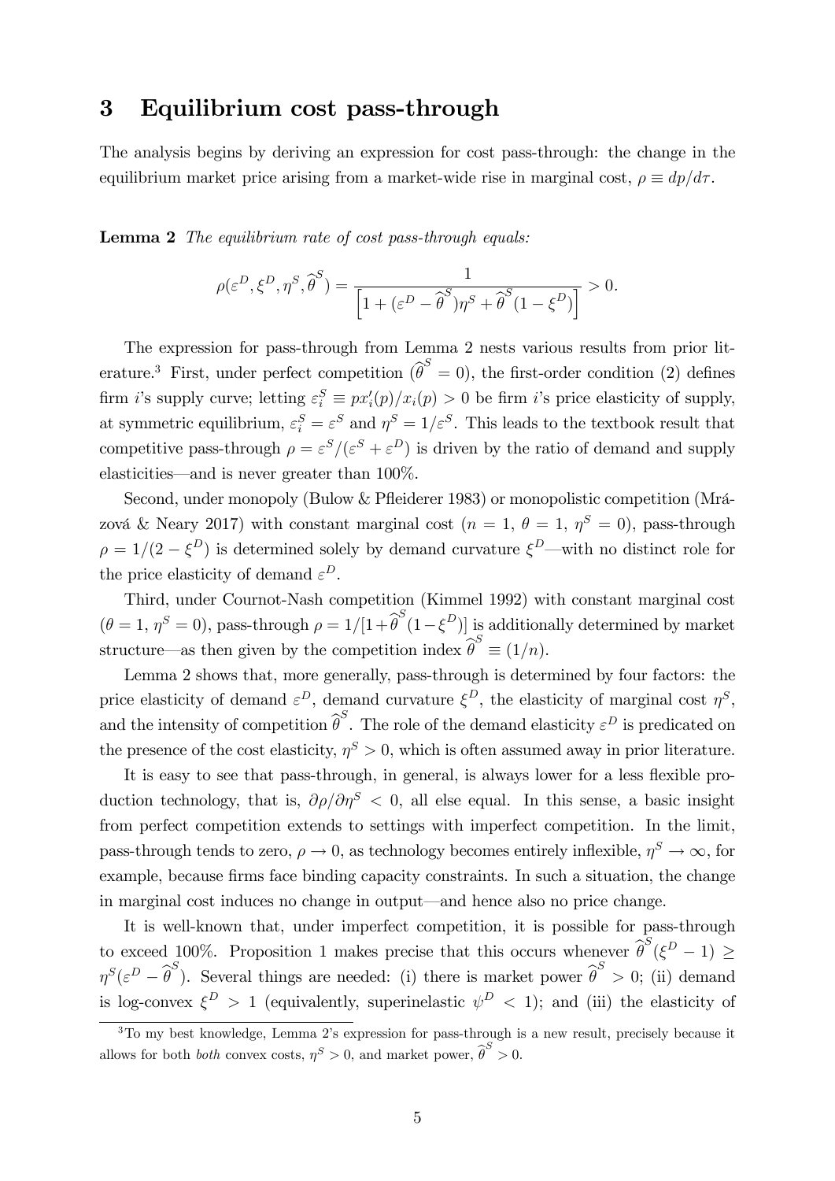## 3 Equilibrium cost pass-through

The analysis begins by deriving an expression for cost pass-through: the change in the equilibrium market price arising from a market-wide rise in marginal cost, $\rho \equiv dp/d\tau$.

**Lemma 2** *The equilibrium rate of cost pass-through equals:*

$$\rho(\varepsilon^D, \xi^D, \eta^S, \widehat{\theta}^S) = \frac{1}{\left[1 + (\varepsilon^D - \widehat{\theta}^S)\eta^S + \widehat{\theta}^S(1 - \xi^D)\right]} > 0.$$

The expression for pass-through from Lemma 2 nests various results from prior literature.[3] First, under perfect competition ($\widehat{\theta}^S = 0$), the first-order condition (2) defines firm $i$'s supply curve; letting $\varepsilon_i^S \equiv px_i'(p)/x_i(p) > 0$ be firm $i$'s price elasticity of supply, at symmetric equilibrium, $\varepsilon_i^S = \varepsilon^S$ and $\eta^S = 1/\varepsilon^S$. This leads to the textbook result that competitive pass-through $\rho = \varepsilon^S/(\varepsilon^S + \varepsilon^D)$ is driven by the ratio of demand and supply elasticities—and is never greater than 100%.

Second, under monopoly (Bulow & Pfleiderer 1983) or monopolistic competition (Mrázová & Neary 2017) with constant marginal cost ($n = 1$, $\theta = 1$, $\eta^S = 0$), pass-through $\rho = 1/(2 - \xi^D)$ is determined solely by demand curvature $\xi^D$—with no distinct role for the price elasticity of demand $\varepsilon^D$.

Third, under Cournot-Nash competition (Kimmel 1992) with constant marginal cost ($\theta = 1$, $\eta^S = 0$), pass-through $\rho = 1/[1 + \widehat{\theta}^S(1 - \xi^D)]$ is additionally determined by market structure—as then given by the competition index $\widehat{\theta}^S \equiv (1/n)$.

Lemma 2 shows that, more generally, pass-through is determined by four factors: the price elasticity of demand $\varepsilon^D$, demand curvature $\xi^D$, the elasticity of marginal cost $\eta^S$, and the intensity of competition $\widehat{\theta}^S$. The role of the demand elasticity $\varepsilon^D$ is predicated on the presence of the cost elasticity, $\eta^S > 0$, which is often assumed away in prior literature.

It is easy to see that pass-through, in general, is always lower for a less flexible production technology, that is, $\partial\rho/\partial\eta^S < 0$, all else equal. In this sense, a basic insight from perfect competition extends to settings with imperfect competition. In the limit, pass-through tends to zero, $\rho \to 0$, as technology becomes entirely inflexible, $\eta^S \to \infty$, for example, because firms face binding capacity constraints. In such a situation, the change in marginal cost induces no change in output—and hence also no price change.

It is well-known that, under imperfect competition, it is possible for pass-through to exceed 100%. Proposition 1 makes precise that this occurs whenever $\widehat{\theta}^S(\xi^D - 1) \geq \eta^S(\varepsilon^D - \widehat{\theta}^S)$. Several things are needed: (i) there is market power $\widehat{\theta}^S > 0$; (ii) demand is log-convex $\xi^D > 1$ (equivalently, superinelastic $\psi^D < 1$); and (iii) the elasticity of

[3] To my best knowledge, Lemma 2's expression for pass-through is a new result, precisely because it allows for both *both* convex costs, $\eta^S > 0$, and market power, $\widehat{\theta}^S > 0$.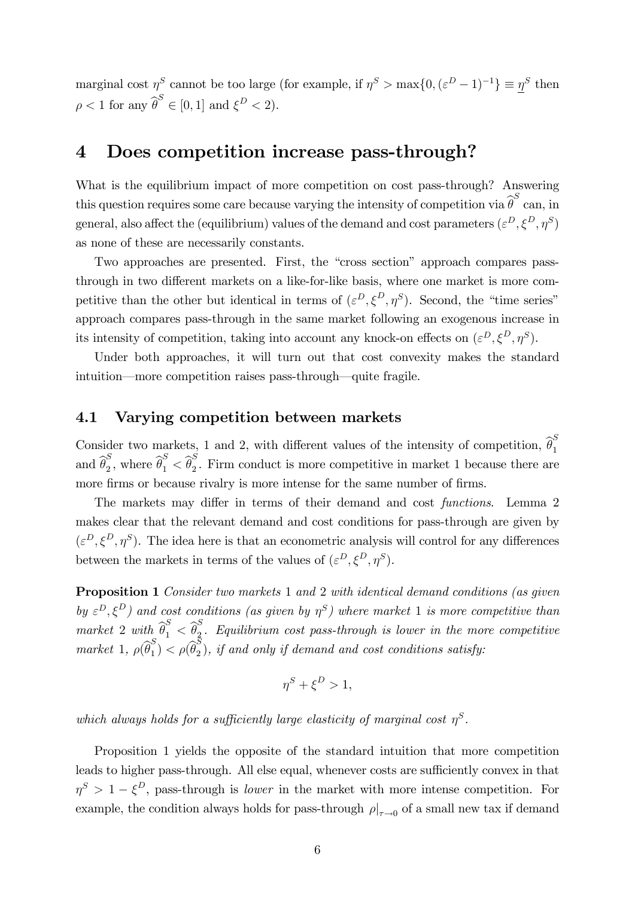marginal cost $\eta^S$ cannot be too large (for example, if $\eta^S > \max\{0, (\varepsilon^D - 1)^{-1}\} \equiv \underline{\eta}^S$ then $\rho < 1$ for any $\widehat{\theta}^S \in [0, 1]$ and $\xi^D < 2$).

# 4 Does competition increase pass-through?

What is the equilibrium impact of more competition on cost pass-through? Answering this question requires some care because varying the intensity of competition via $\widehat{\theta}^S$ can, in general, also affect the (equilibrium) values of the demand and cost parameters $(\varepsilon^D, \xi^D, \eta^S)$ as none of these are necessarily constants.

Two approaches are presented. First, the "cross section" approach compares pass-through in two different markets on a like-for-like basis, where one market is more competitive than the other but identical in terms of $(\varepsilon^D, \xi^D, \eta^S)$. Second, the "time series" approach compares pass-through in the same market following an exogenous increase in its intensity of competition, taking into account any knock-on effects on $(\varepsilon^D, \xi^D, \eta^S)$.

Under both approaches, it will turn out that cost convexity makes the standard intuition—more competition raises pass-through—quite fragile.

## 4.1 Varying competition between markets

Consider two markets, 1 and 2, with different values of the intensity of competition, $\widehat{\theta}_1^S$ and $\widehat{\theta}_2^S$, where $\widehat{\theta}_1^S < \widehat{\theta}_2^S$. Firm conduct is more competitive in market 1 because there are more firms or because rivalry is more intense for the same number of firms.

The markets may differ in terms of their demand and cost *functions*. Lemma 2 makes clear that the relevant demand and cost conditions for pass-through are given by $(\varepsilon^D, \xi^D, \eta^S)$. The idea here is that an econometric analysis will control for any differences between the markets in terms of the values of $(\varepsilon^D, \xi^D, \eta^S)$.

**Proposition 1** *Consider two markets* 1 *and* 2 *with identical demand conditions (as given by* $\varepsilon^D, \xi^D$*) and cost conditions (as given by* $\eta^S$*) where market* 1 *is more competitive than market* 2 *with* $\widehat{\theta}_1^S < \widehat{\theta}_2^S$*. Equilibrium cost pass-through is lower in the more competitive market* 1*,* $\rho(\widehat{\theta}_1^S) < \rho(\widehat{\theta}_2^S)$*, if and only if demand and cost conditions satisfy:*

$$\eta^S + \xi^D > 1,$$

*which always holds for a sufficiently large elasticity of marginal cost* $\eta^S$*.*

Proposition 1 yields the opposite of the standard intuition that more competition leads to higher pass-through. All else equal, whenever costs are sufficiently convex in that $\eta^S > 1 - \xi^D$, pass-through is *lower* in the market with more intense competition. For example, the condition always holds for pass-through $\rho|_{\tau \to 0}$ of a small new tax if demand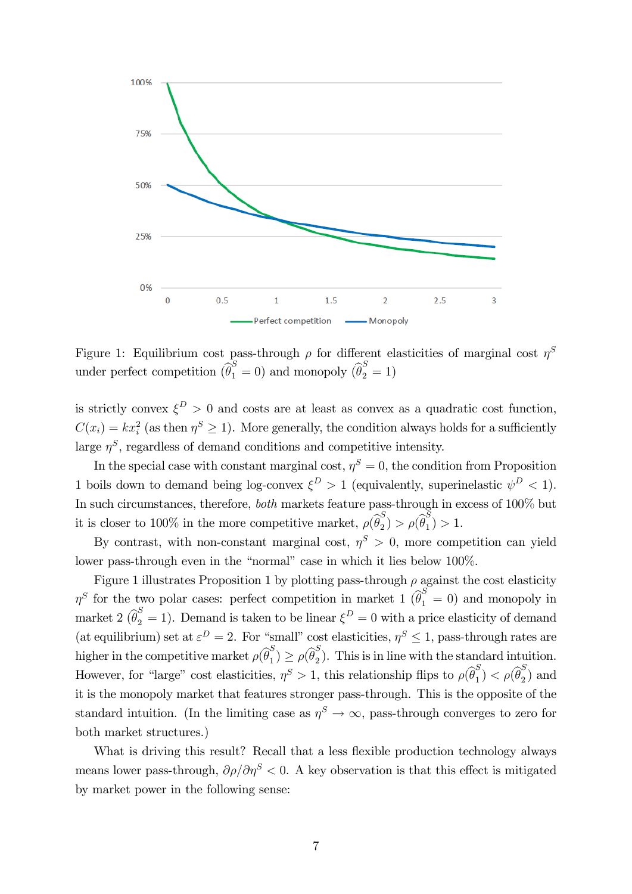Figure 1: Equilibrium cost pass-through $\rho$ for different elasticities of marginal cost $\eta^S$ under perfect competition ($\widehat{\theta}_1^S = 0$) and monopoly ($\widehat{\theta}_2^S = 1$)

is strictly convex $\xi^D > 0$ and costs are at least as convex as a quadratic cost function, $C(x_i) = kx_i^2$ (as then $\eta^S \geq 1$). More generally, the condition always holds for a sufficiently large $\eta^S$, regardless of demand conditions and competitive intensity.

In the special case with constant marginal cost, $\eta^S = 0$, the condition from Proposition 1 boils down to demand being log-convex $\xi^D > 1$ (equivalently, superinelastic $\psi^D < 1$). In such circumstances, therefore, *both* markets feature pass-through in excess of 100% but it is closer to 100% in the more competitive market, $\rho(\widehat{\theta}_2^S) > \rho(\widehat{\theta}_1^S) > 1$.

By contrast, with non-constant marginal cost, $\eta^S > 0$, more competition can yield lower pass-through even in the "normal" case in which it lies below 100%.

Figure 1 illustrates Proposition 1 by plotting pass-through $\rho$ against the cost elasticity $\eta^S$ for the two polar cases: perfect competition in market 1 ($\widehat{\theta}_1^S = 0$) and monopoly in market 2 ($\widehat{\theta}_2^S = 1$). Demand is taken to be linear $\xi^D = 0$ with a price elasticity of demand (at equilibrium) set at $\varepsilon^D = 2$. For "small" cost elasticities, $\eta^S \leq 1$, pass-through rates are higher in the competitive market $\rho(\widehat{\theta}_1^S) \geq \rho(\widehat{\theta}_2^S)$. This is in line with the standard intuition. However, for "large" cost elasticities, $\eta^S > 1$, this relationship flips to $\rho(\widehat{\theta}_1^S) < \rho(\widehat{\theta}_2^S)$ and it is the monopoly market that features stronger pass-through. This is the opposite of the standard intuition. (In the limiting case as $\eta^S \to \infty$, pass-through converges to zero for both market structures.)

What is driving this result? Recall that a less flexible production technology always means lower pass-through, $\partial\rho/\partial\eta^S < 0$. A key observation is that this effect is mitigated by market power in the following sense: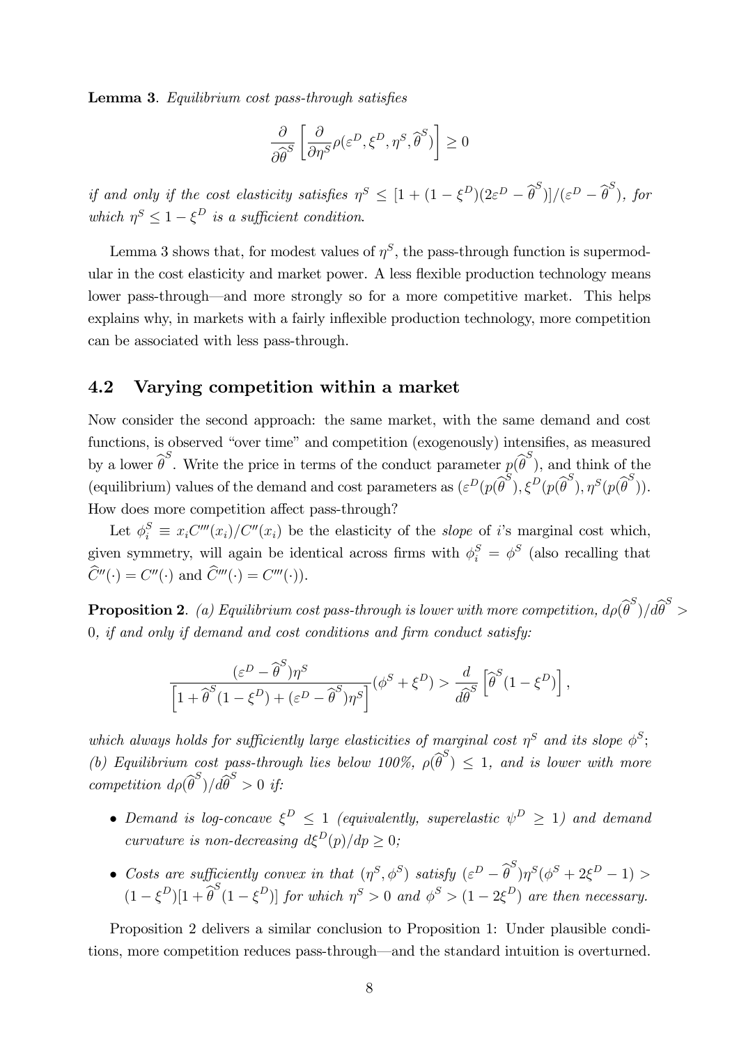**Lemma 3**. *Equilibrium cost pass-through satisfies*

$$\frac{\partial}{\partial \widehat{\theta}^S}\left[\frac{\partial}{\partial \eta^S}\rho(\varepsilon^D, \xi^D, \eta^S, \widehat{\theta}^S)\right] \geq 0$$

*if and only if the cost elasticity satisfies* $\eta^S \leq [1 + (1 - \xi^D)(2\varepsilon^D - \widehat{\theta}^S)]/(\varepsilon^D - \widehat{\theta}^S)$*, for which* $\eta^S \leq 1 - \xi^D$ *is a sufficient condition.*

Lemma 3 shows that, for modest values of $\eta^S$, the pass-through function is supermodular in the cost elasticity and market power. A less flexible production technology means lower pass-through—and more strongly so for a more competitive market. This helps explains why, in markets with a fairly inflexible production technology, more competition can be associated with less pass-through.

## 4.2 Varying competition within a market

Now consider the second approach: the same market, with the same demand and cost functions, is observed "over time" and competition (exogenously) intensifies, as measured by a lower $\widehat{\theta}^S$. Write the price in terms of the conduct parameter $p(\widehat{\theta}^S)$, and think of the (equilibrium) values of the demand and cost parameters as $(\varepsilon^D(p(\widehat{\theta}^S), \xi^D(p(\widehat{\theta}^S), \eta^S(p(\widehat{\theta}^S))$. How does more competition affect pass-through?

Let $\phi_i^S \equiv x_i C'''(x_i)/C''(x_i)$ be the elasticity of the *slope* of $i$'s marginal cost which, given symmetry, will again be identical across firms with $\phi_i^S = \phi^S$ (also recalling that $\widehat{C}''(\cdot) = C''(\cdot)$ and $\widehat{C}'''(\cdot) = C'''(\cdot)$).

**Proposition 2**. *(a) Equilibrium cost pass-through is lower with more competition,* $d\rho(\widehat{\theta}^S)/d\widehat{\theta}^S > 0$*, if and only if demand and cost conditions and firm conduct satisfy:*

$$\frac{(\varepsilon^D - \widehat{\theta}^S)\eta^S}{\left[1 + \widehat{\theta}^S(1 - \xi^D) + (\varepsilon^D - \widehat{\theta}^S)\eta^S\right]}(\phi^S + \xi^D) > \frac{d}{d\widehat{\theta}^S}\left[\widehat{\theta}^S(1 - \xi^D)\right],$$

*which always holds for sufficiently large elasticities of marginal cost* $\eta^S$ *and its slope* $\phi^S$*;*
*(b) Equilibrium cost pass-through lies below 100%,* $\rho(\widehat{\theta}^S) \leq 1$*, and is lower with more competition* $d\rho(\widehat{\theta}^S)/d\widehat{\theta}^S > 0$ *if:*

- *Demand is log-concave* $\xi^D \leq 1$ *(equivalently, superelastic* $\psi^D \geq 1$*) and demand curvature is non-decreasing* $d\xi^D(p)/dp \geq 0$*;*
- *Costs are sufficiently convex in that* $(\eta^S, \phi^S)$ *satisfy* $(\varepsilon^D - \widehat{\theta}^S)\eta^S(\phi^S + 2\xi^D - 1) > (1 - \xi^D)[1 + \widehat{\theta}^S(1 - \xi^D)]$ *for which* $\eta^S > 0$ *and* $\phi^S > (1 - 2\xi^D)$ *are then necessary.*

Proposition 2 delivers a similar conclusion to Proposition 1: Under plausible conditions, more competition reduces pass-through—and the standard intuition is overturned.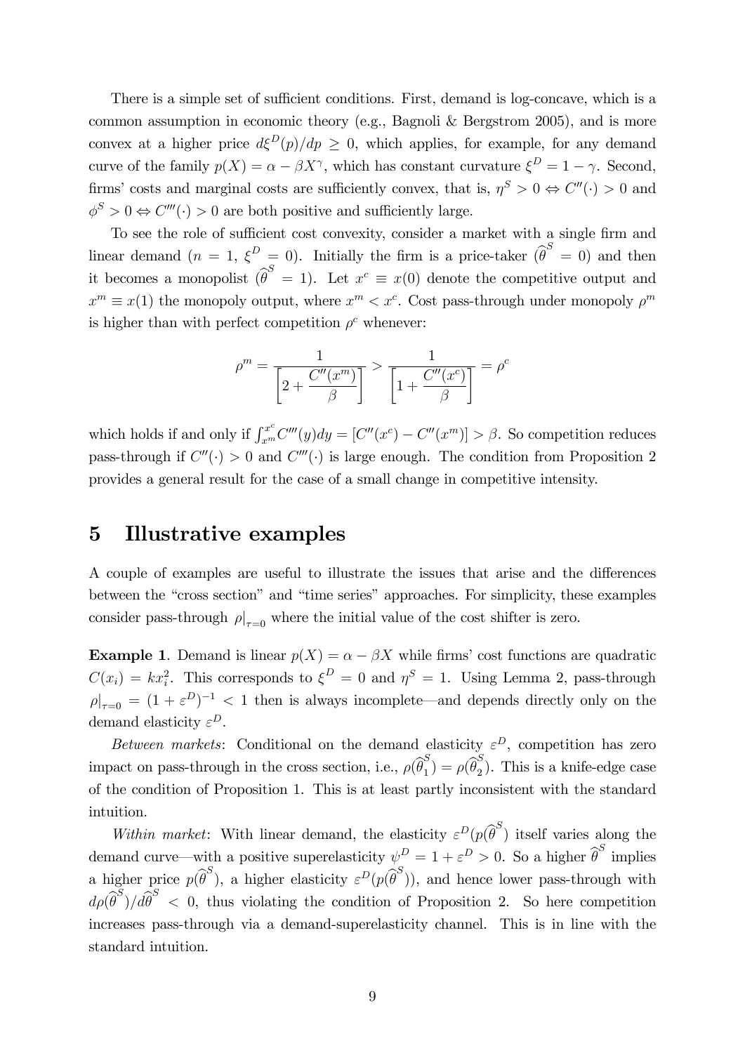There is a simple set of sufficient conditions. First, demand is log-concave, which is a common assumption in economic theory (e.g., Bagnoli & Bergstrom 2005), and is more convex at a higher price $d\xi^D(p)/dp \geq 0$, which applies, for example, for any demand curve of the family $p(X) = \alpha - \beta X^\gamma$, which has constant curvature $\xi^D = 1 - \gamma$. Second, firms' costs and marginal costs are sufficiently convex, that is, $\eta^S > 0 \Leftrightarrow C''(\cdot) > 0$ and $\phi^S > 0 \Leftrightarrow C'''(\cdot) > 0$ are both positive and sufficiently large.

To see the role of sufficient cost convexity, consider a market with a single firm and linear demand ($n = 1$, $\xi^D = 0$). Initially the firm is a price-taker ($\widehat{\theta}^S = 0$) and then it becomes a monopolist ($\widehat{\theta}^S = 1$). Let $x^c \equiv x(0)$ denote the competitive output and $x^m \equiv x(1)$ the monopoly output, where $x^m < x^c$. Cost pass-through under monopoly $\rho^m$ is higher than with perfect competition $\rho^c$ whenever:

$$\rho^m = \frac{1}{\left[2 + \dfrac{C''(x^m)}{\beta}\right]} > \frac{1}{\left[1 + \dfrac{C''(x^c)}{\beta}\right]} = \rho^c$$

which holds if and only if $\int_{x^m}^{x^c} C'''(y)dy = [C''(x^c) - C''(x^m)] > \beta$. So competition reduces pass-through if $C''(\cdot) > 0$ and $C'''(\cdot)$ is large enough. The condition from Proposition 2 provides a general result for the case of a small change in competitive intensity.

# 5 Illustrative examples

A couple of examples are useful to illustrate the issues that arise and the differences between the "cross section" and "time series" approaches. For simplicity, these examples consider pass-through $\rho|_{\tau=0}$ where the initial value of the cost shifter is zero.

**Example 1**. Demand is linear $p(X) = \alpha - \beta X$ while firms' cost functions are quadratic $C(x_i) = kx_i^2$. This corresponds to $\xi^D = 0$ and $\eta^S = 1$. Using Lemma 2, pass-through $\rho|_{\tau=0} = (1 + \varepsilon^D)^{-1} < 1$ then is always incomplete—and depends directly only on the demand elasticity $\varepsilon^D$.

*Between markets*: Conditional on the demand elasticity $\varepsilon^D$, competition has zero impact on pass-through in the cross section, i.e., $\rho(\widehat{\theta}_1^S) = \rho(\widehat{\theta}_2^S)$. This is a knife-edge case of the condition of Proposition 1. This is at least partly inconsistent with the standard intuition.

*Within market*: With linear demand, the elasticity $\varepsilon^D(p(\widehat{\theta}^S)$ itself varies along the demand curve—with a positive superelasticity $\psi^D = 1 + \varepsilon^D > 0$. So a higher $\widehat{\theta}^S$ implies a higher price $p(\widehat{\theta}^S)$, a higher elasticity $\varepsilon^D(p(\widehat{\theta}^S))$, and hence lower pass-through with $d\rho(\widehat{\theta}^S)/d\widehat{\theta}^S < 0$, thus violating the condition of Proposition 2. So here competition increases pass-through via a demand-superelasticity channel. This is in line with the standard intuition.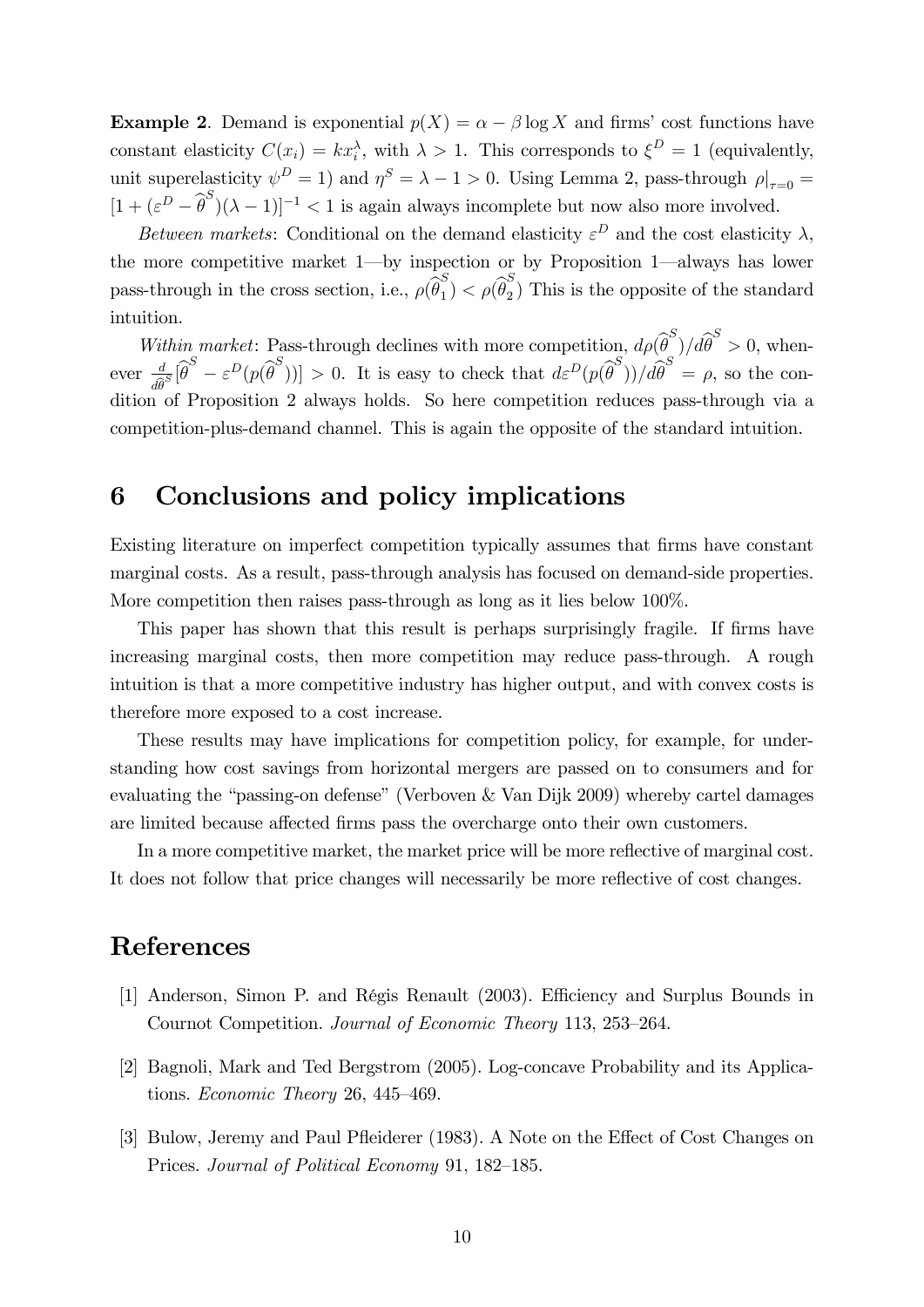**Example 2**. Demand is exponential $p(X) = \alpha - \beta \log X$ and firms' cost functions have constant elasticity $C(x_i) = kx_i^\lambda$, with $\lambda > 1$. This corresponds to $\xi^D = 1$ (equivalently, unit superelasticity $\psi^D = 1$) and $\eta^S = \lambda - 1 > 0$. Using Lemma 2, pass-through $\rho|_{\tau=0} = [1 + (\varepsilon^D - \widehat{\theta}^S)(\lambda - 1)]^{-1} < 1$ is again always incomplete but now also more involved.

*Between markets*: Conditional on the demand elasticity $\varepsilon^D$ and the cost elasticity $\lambda$, the more competitive market 1—by inspection or by Proposition 1—always has lower pass-through in the cross section, i.e., $\rho(\widehat{\theta}_1^S) < \rho(\widehat{\theta}_2^S)$ This is the opposite of the standard intuition.

*Within market*: Pass-through declines with more competition, $d\rho(\widehat{\theta}^S)/d\widehat{\theta}^S > 0$, whenever $\frac{d}{d\widehat{\theta}^S}[\widehat{\theta}^S - \varepsilon^D(p(\widehat{\theta}^S))] > 0$. It is easy to check that $d\varepsilon^D(p(\widehat{\theta}^S))/d\widehat{\theta}^S = \rho$, so the condition of Proposition 2 always holds. So here competition reduces pass-through via a competition-plus-demand channel. This is again the opposite of the standard intuition.

# 6 Conclusions and policy implications

Existing literature on imperfect competition typically assumes that firms have constant marginal costs. As a result, pass-through analysis has focused on demand-side properties. More competition then raises pass-through as long as it lies below 100%.

This paper has shown that this result is perhaps surprisingly fragile. If firms have increasing marginal costs, then more competition may reduce pass-through. A rough intuition is that a more competitive industry has higher output, and with convex costs is therefore more exposed to a cost increase.

These results may have implications for competition policy, for example, for understanding how cost savings from horizontal mergers are passed on to consumers and for evaluating the "passing-on defense" (Verboven & Van Dijk 2009) whereby cartel damages are limited because affected firms pass the overcharge onto their own customers.

In a more competitive market, the market price will be more reflective of marginal cost. It does not follow that price changes will necessarily be more reflective of cost changes.

# References

[1] Anderson, Simon P. and Régis Renault (2003). Efficiency and Surplus Bounds in Cournot Competition. *Journal of Economic Theory* 113, 253–264.

[2] Bagnoli, Mark and Ted Bergstrom (2005). Log-concave Probability and its Applications. *Economic Theory* 26, 445–469.

[3] Bulow, Jeremy and Paul Pfleiderer (1983). A Note on the Effect of Cost Changes on Prices. *Journal of Political Economy* 91, 182–185.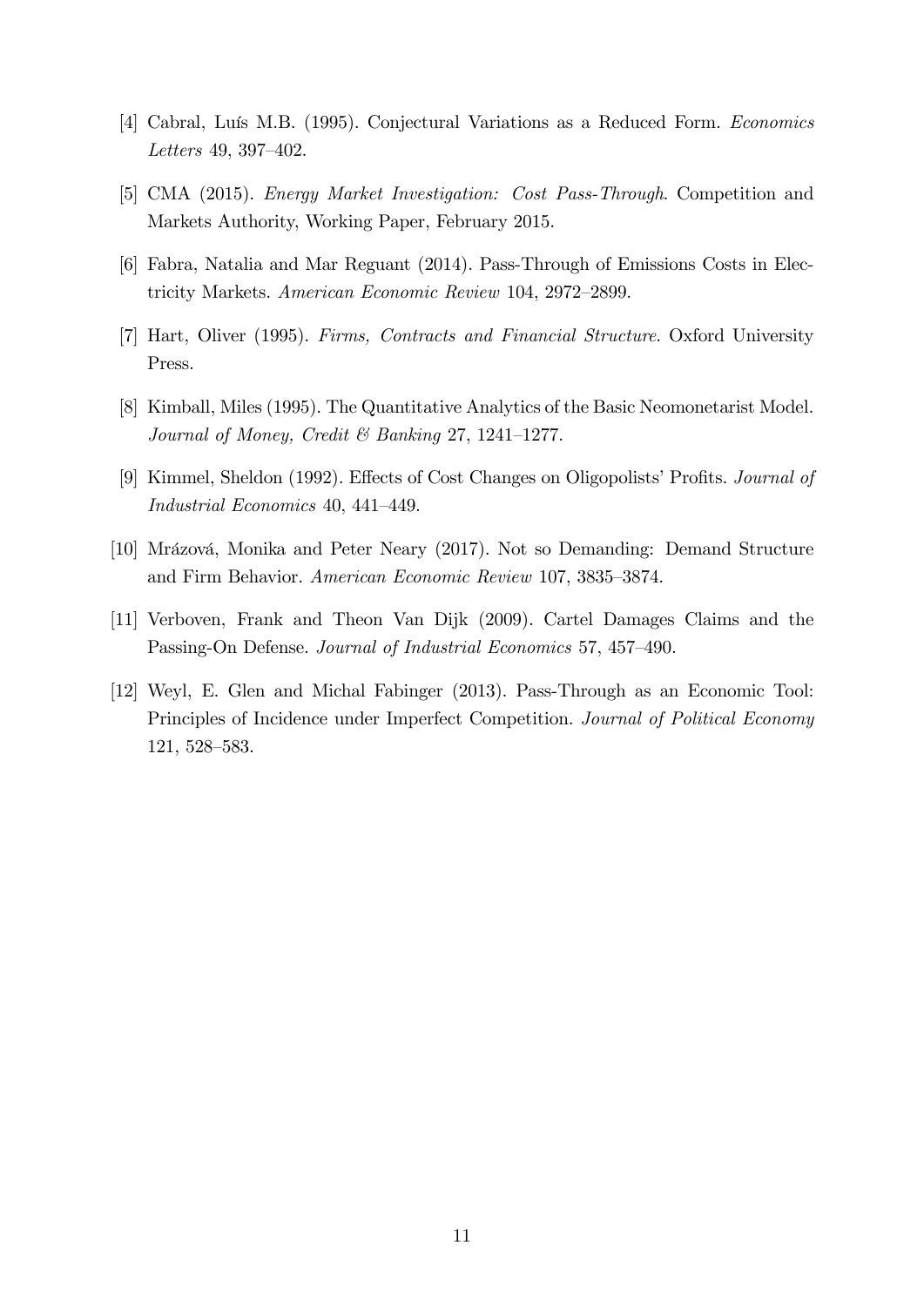[4] Cabral, Luís M.B. (1995). Conjectural Variations as a Reduced Form. *Economics Letters* 49, 397–402.

[5] CMA (2015). *Energy Market Investigation: Cost Pass-Through*. Competition and Markets Authority, Working Paper, February 2015.

[6] Fabra, Natalia and Mar Reguant (2014). Pass-Through of Emissions Costs in Electricity Markets. *American Economic Review* 104, 2972–2899.

[7] Hart, Oliver (1995). *Firms, Contracts and Financial Structure*. Oxford University Press.

[8] Kimball, Miles (1995). The Quantitative Analytics of the Basic Neomonetarist Model. *Journal of Money, Credit & Banking* 27, 1241–1277.

[9] Kimmel, Sheldon (1992). Effects of Cost Changes on Oligopolists' Profits. *Journal of Industrial Economics* 40, 441–449.

[10] Mrázová, Monika and Peter Neary (2017). Not so Demanding: Demand Structure and Firm Behavior. *American Economic Review* 107, 3835–3874.

[11] Verboven, Frank and Theon Van Dijk (2009). Cartel Damages Claims and the Passing-On Defense. *Journal of Industrial Economics* 57, 457–490.

[12] Weyl, E. Glen and Michal Fabinger (2013). Pass-Through as an Economic Tool: Principles of Incidence under Imperfect Competition. *Journal of Political Economy* 121, 528–583.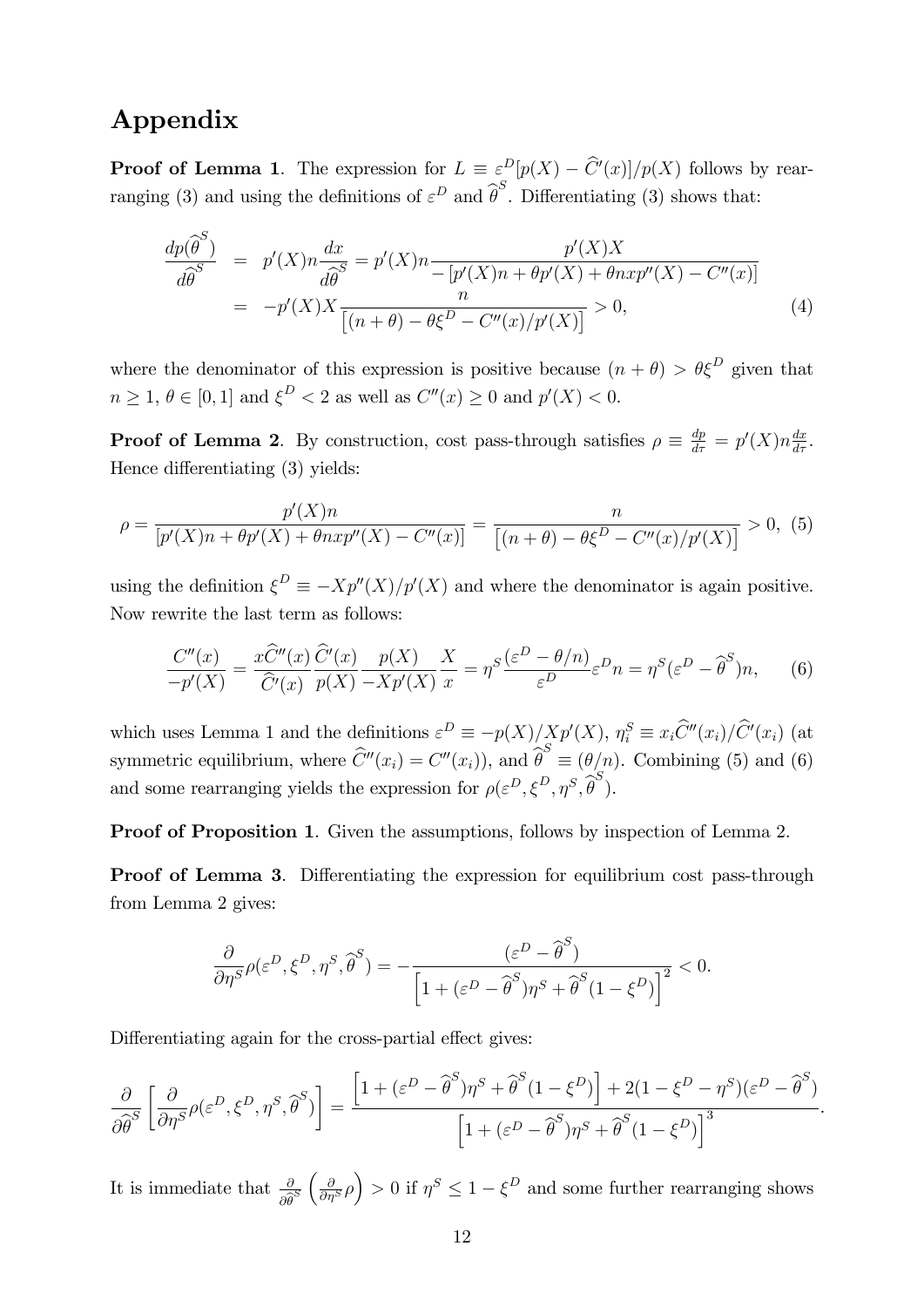# Appendix

**Proof of Lemma 1**. The expression for $L \equiv \varepsilon^D[p(X) - \widehat{C}'(x)]/p(X)$ follows by rearranging (3) and using the definitions of $\varepsilon^D$ and $\widehat{\theta}^S$. Differentiating (3) shows that:

$$
\begin{aligned}
\frac{dp(\widehat{\theta}^S)}{d\widehat{\theta}^S} &= p'(X)n\frac{dx}{d\widehat{\theta}^S} = p'(X)n\frac{p'(X)X}{-\left[p'(X)n + \theta p'(X) + \theta n x p''(X) - C''(x)\right]} \\
&= -p'(X)X\frac{n}{\left[(n+\theta) - \theta\xi^D - C''(x)/p'(X)\right]} > 0, \qquad (4)
\end{aligned}
$$

where the denominator of this expression is positive because $(n+\theta) > \theta\xi^D$ given that $n \geq 1$, $\theta \in [0,1]$ and $\xi^D < 2$ as well as $C''(x) \geq 0$ and $p'(X) < 0$.

**Proof of Lemma 2**. By construction, cost pass-through satisfies $\rho \equiv \frac{dp}{d\tau} = p'(X)n\frac{dx}{d\tau}$. Hence differentiating (3) yields:

$$
\rho = \frac{p'(X)n}{\left[p'(X)n + \theta p'(X) + \theta n x p''(X) - C''(x)\right]} = \frac{n}{\left[(n+\theta) - \theta\xi^D - C''(x)/p'(X)\right]} > 0, \quad (5)
$$

using the definition $\xi^D \equiv -Xp''(X)/p'(X)$ and where the denominator is again positive. Now rewrite the last term as follows:

$$
\frac{C''(x)}{-p'(X)} = \frac{x\widehat{C}''(x)}{\widehat{C}'(x)}\frac{\widehat{C}'(x)}{p(X)}\frac{p(X)}{-Xp'(X)}\frac{X}{x} = \eta^S\frac{(\varepsilon^D - \theta/n)}{\varepsilon^D}\varepsilon^D n = \eta^S(\varepsilon^D - \widehat{\theta}^S)n, \qquad (6)
$$

which uses Lemma 1 and the definitions $\varepsilon^D \equiv -p(X)/Xp'(X)$, $\eta_i^S \equiv x_i\widehat{C}''(x_i)/\widehat{C}'(x_i)$ (at symmetric equilibrium, where $\widehat{C}''(x_i) = C''(x_i)$), and $\widehat{\theta}^S \equiv (\theta/n)$. Combining (5) and (6) and some rearranging yields the expression for $\rho(\varepsilon^D, \xi^D, \eta^S, \widehat{\theta}^S)$.

**Proof of Proposition 1**. Given the assumptions, follows by inspection of Lemma 2.

**Proof of Lemma 3**. Differentiating the expression for equilibrium cost pass-through from Lemma 2 gives:

$$
\frac{\partial}{\partial\eta^S}\rho(\varepsilon^D, \xi^D, \eta^S, \widehat{\theta}^S) = -\frac{(\varepsilon^D - \widehat{\theta}^S)}{\left[1 + (\varepsilon^D - \widehat{\theta}^S)\eta^S + \widehat{\theta}^S(1 - \xi^D)\right]^2} < 0.
$$

Differentiating again for the cross-partial effect gives:

$$
\frac{\partial}{\partial\widehat{\theta}^S}\left[\frac{\partial}{\partial\eta^S}\rho(\varepsilon^D, \xi^D, \eta^S, \widehat{\theta}^S)\right] = \frac{\left[1 + (\varepsilon^D - \widehat{\theta}^S)\eta^S + \widehat{\theta}^S(1 - \xi^D)\right] + 2(1 - \xi^D - \eta^S)(\varepsilon^D - \widehat{\theta}^S)}{\left[1 + (\varepsilon^D - \widehat{\theta}^S)\eta^S + \widehat{\theta}^S(1 - \xi^D)\right]^3}.
$$

It is immediate that $\frac{\partial}{\partial\widehat{\theta}^S}\left(\frac{\partial}{\partial\eta^S}\rho\right) > 0$ if $\eta^S \leq 1 - \xi^D$ and some further rearranging shows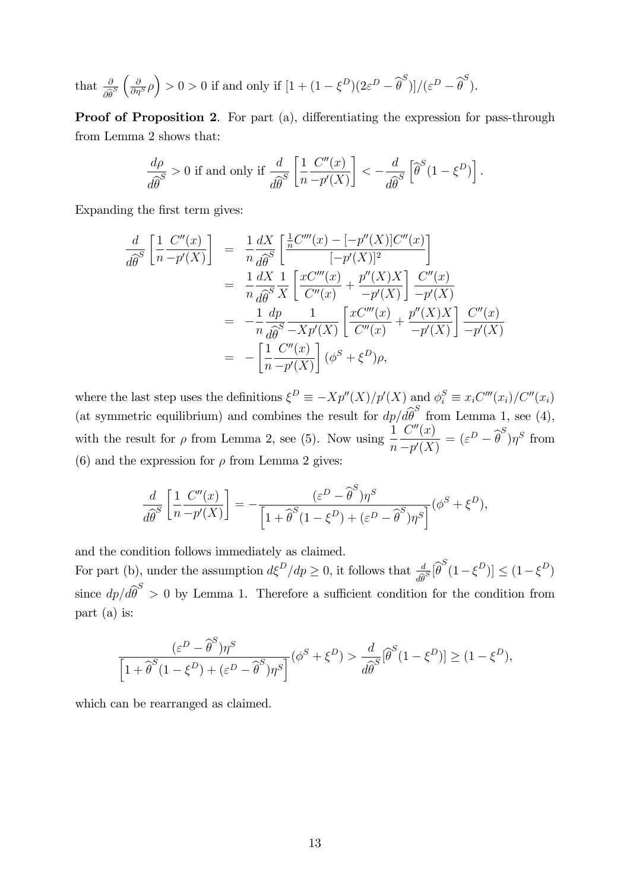that $\frac{\partial}{\partial \widehat{\theta}^S}\left(\frac{\partial}{\partial \eta^S}\rho\right) > 0 > 0$ if and only if $[1 + (1-\xi^D)(2\varepsilon^D - \widehat{\theta}^S)]/(\varepsilon^D - \widehat{\theta}^S)$.

**Proof of Proposition 2**. For part (a), differentiating the expression for pass-through from Lemma 2 shows that:

$$\frac{d\rho}{d\widehat{\theta}^S} > 0 \text{ if and only if } \frac{d}{d\widehat{\theta}^S}\left[\frac{1}{n}\frac{C''(x)}{-p'(X)}\right] < -\frac{d}{d\widehat{\theta}^S}\left[\widehat{\theta}^S(1-\xi^D)\right].$$

Expanding the first term gives:

$$\begin{aligned}
\frac{d}{d\widehat{\theta}^S}\left[\frac{1}{n}\frac{C''(x)}{-p'(X)}\right] &= \frac{1}{n}\frac{dX}{d\widehat{\theta}^S}\left[\frac{\frac{1}{n}C'''(x) - [-p''(X)]C''(x)}{[-p'(X)]^2}\right] \\
&= \frac{1}{n}\frac{dX}{d\widehat{\theta}^S}\frac{1}{X}\left[\frac{xC'''(x)}{C''(x)} + \frac{p''(X)X}{-p'(X)}\right]\frac{C''(x)}{-p'(X)} \\
&= -\frac{1}{n}\frac{dp}{d\widehat{\theta}^S}\frac{1}{-Xp'(X)}\left[\frac{xC'''(x)}{C''(x)} + \frac{p''(X)X}{-p'(X)}\right]\frac{C''(x)}{-p'(X)} \\
&= -\left[\frac{1}{n}\frac{C''(x)}{-p'(X)}\right](\phi^S + \xi^D)\rho,
\end{aligned}$$

where the last step uses the definitions $\xi^D \equiv -Xp''(X)/p'(X)$ and $\phi_i^S \equiv x_i C'''(x_i)/C''(x_i)$ (at symmetric equilibrium) and combines the result for $dp/d\widehat{\theta}^S$ from Lemma 1, see (4), with the result for $\rho$ from Lemma 2, see (5). Now using $\dfrac{1}{n}\dfrac{C''(x)}{-p'(X)} = (\varepsilon^D - \widehat{\theta}^S)\eta^S$ from (6) and the expression for $\rho$ from Lemma 2 gives:

$$\frac{d}{d\widehat{\theta}^S}\left[\frac{1}{n}\frac{C''(x)}{-p'(X)}\right] = -\frac{(\varepsilon^D - \widehat{\theta}^S)\eta^S}{\left[1 + \widehat{\theta}^S(1-\xi^D) + (\varepsilon^D - \widehat{\theta}^S)\eta^S\right]}(\phi^S + \xi^D),$$

and the condition follows immediately as claimed.

For part (b), under the assumption $d\xi^D/dp \geq 0$, it follows that $\frac{d}{d\widehat{\theta}^S}[\widehat{\theta}^S(1-\xi^D)] \leq (1-\xi^D)$ since $dp/d\widehat{\theta}^S > 0$ by Lemma 1. Therefore a sufficient condition for the condition from part (a) is:

$$\frac{(\varepsilon^D - \widehat{\theta}^S)\eta^S}{\left[1 + \widehat{\theta}^S(1-\xi^D) + (\varepsilon^D - \widehat{\theta}^S)\eta^S\right]}(\phi^S + \xi^D) > \frac{d}{d\widehat{\theta}^S}[\widehat{\theta}^S(1-\xi^D)] \geq (1-\xi^D),$$

which can be rearranged as claimed.